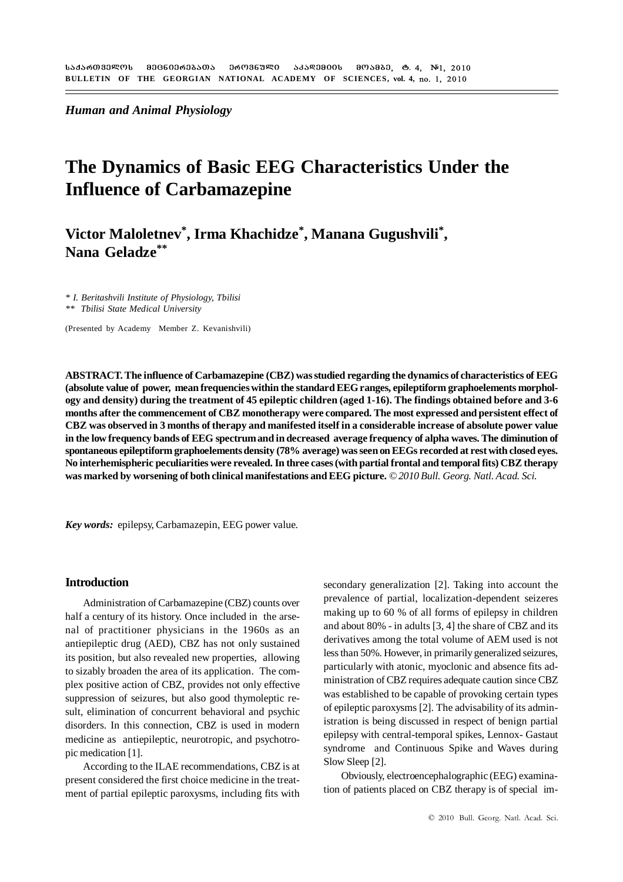*Human and Animal Physiology*

# The Dynamics of Basic EEG Characteristics Under the Influence of Carbamazepine

## Victor Maloletnev*, Irma Khachidze*, Manana Gugushvili*, Nana Geladze**

\* *I. Beritashvili Institute of Physiology, Tbilisi*
\*\* *Tbilisi State Medical University*

(Presented by Academy Member Z. Kevanishvili)

**ABSTRACT. The influence of Carbamazepine (CBZ) was studied regarding the dynamics of characteristics of EEG (absolute value of power, mean frequencies within the standard EEG ranges, epileptiform graphoelements morphology and density) during the treatment of 45 epileptic children (aged 1-16). The findings obtained before and 3-6 months after the commencement of CBZ monotherapy were compared. The most expressed and persistent effect of CBZ was observed in 3 months of therapy and manifested itself in a considerable increase of absolute power value in the low frequency bands of EEG spectrum and in decreased average frequency of alpha waves. The diminution of spontaneous epileptiform graphoelements density (78% average) was seen on EEGs recorded at rest with closed eyes. No interhemispheric peculiarities were revealed. In three cases (with partial frontal and temporal fits) CBZ therapy was marked by worsening of both clinical manifestations and EEG picture.** *© 2010 Bull. Georg. Natl. Acad. Sci.*

***Key words:*** epilepsy, Carbamazepin, EEG power value.

### Introduction

Administration of Carbamazepine (CBZ) counts over half a century of its history. Once included in the arsenal of practitioner physicians in the 1960s as an antiepileptic drug (AED), CBZ has not only sustained its position, but also revealed new properties, allowing to sizably broaden the area of its application. The complex positive action of CBZ, provides not only effective suppression of seizures, but also good thymoleptic result, elimination of concurrent behavioral and psychic disorders. In this connection, CBZ is used in modern medicine as antiepileptic, neurotropic, and psychotropic medication [1].

According to the ILAE recommendations, CBZ is at present considered the first choice medicine in the treatment of partial epileptic paroxysms, including fits with secondary generalization [2]. Taking into account the prevalence of partial, localization-dependent seizeres making up to 60 % of all forms of epilepsy in children and about 80% - in adults [3, 4] the share of CBZ and its derivatives among the total volume of AEM used is not less than 50%. However, in primarily generalized seizures, particularly with atonic, myoclonic and absence fits administration of CBZ requires adequate caution since CBZ was established to be capable of provoking certain types of epileptic paroxysms [2]. The advisability of its administration is being discussed in respect of benign partial epilepsy with central-temporal spikes, Lennox- Gastaut syndrome and Continuous Spike and Waves during Slow Sleep [2].

Obviously, electroencephalographic (EEG) examination of patients placed on CBZ therapy is of special im-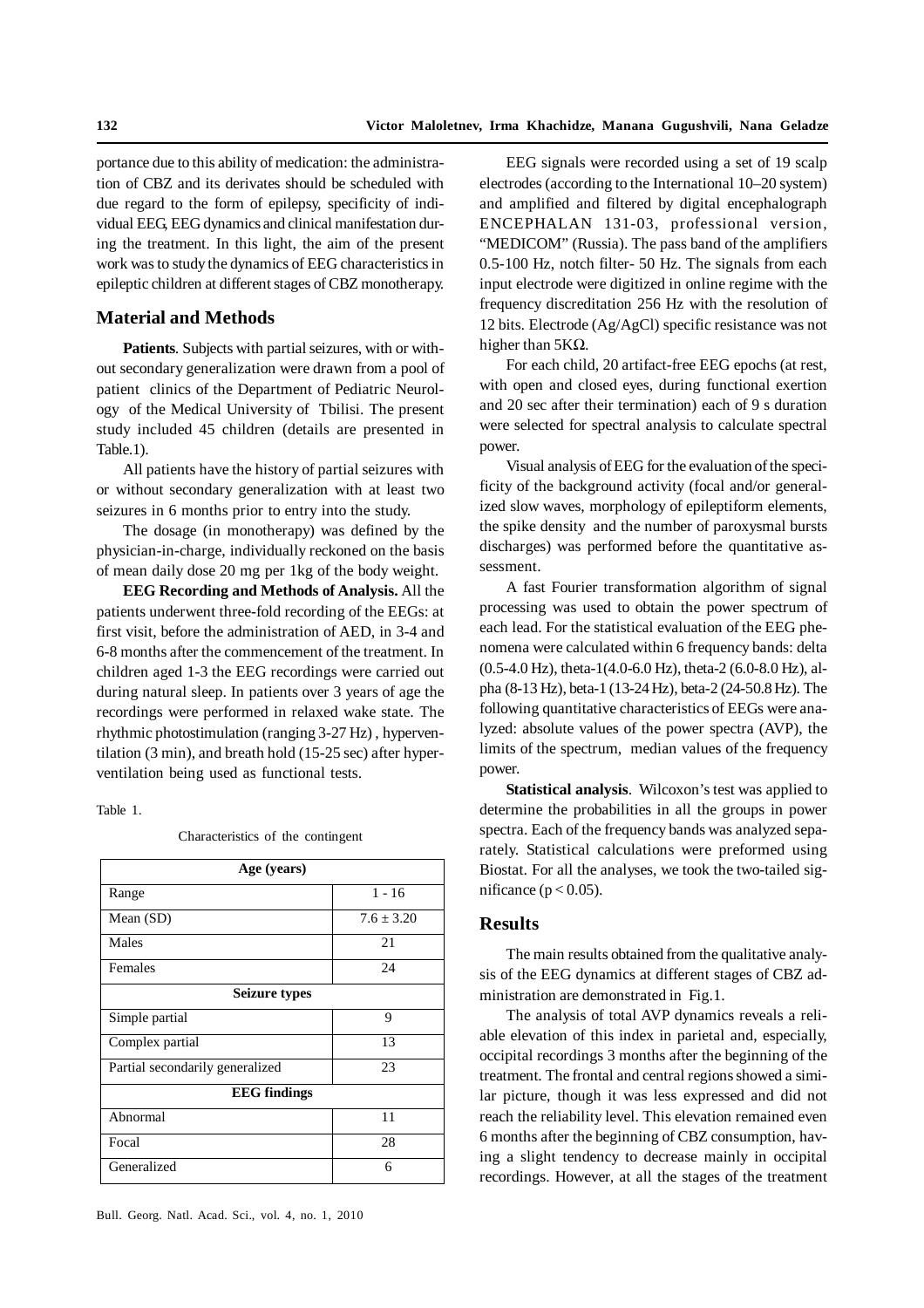portance due to this ability of medication: the administration of CBZ and its derivates should be scheduled with due regard to the form of epilepsy, specificity of individual EEG, EEG dynamics and clinical manifestation during the treatment. In this light, the aim of the present work was to study the dynamics of EEG characteristics in epileptic children at different stages of CBZ monotherapy.

## Material and Methods

**Patients**. Subjects with partial seizures, with or without secondary generalization were drawn from a pool of patient clinics of the Department of Pediatric Neurology of the Medical University of Tbilisi. The present study included 45 children (details are presented in Table.1).

All patients have the history of partial seizures with or without secondary generalization with at least two seizures in 6 months prior to entry into the study.

The dosage (in monotherapy) was defined by the physician-in-charge, individually reckoned on the basis of mean daily dose 20 mg per 1kg of the body weight.

**EEG Recording and Methods of Analysis.** All the patients underwent three-fold recording of the EEGs: at first visit, before the administration of AED, in 3-4 and 6-8 months after the commencement of the treatment. In children aged 1-3 the EEG recordings were carried out during natural sleep. In patients over 3 years of age the recordings were performed in relaxed wake state. The rhythmic photostimulation (ranging 3-27 Hz) , hyperventilation (3 min), and breath hold (15-25 sec) after hyperventilation being used as functional tests.

Table 1.

Characteristics of the contingent

| **Age (years)** | |
|---|---|
| Range | 1 - 16 |
| Mean (SD) | $7.6 \pm 3.20$ |
| Males | 21 |
| Females | 24 |
| **Seizure types** | |
| Simple partial | 9 |
| Complex partial | 13 |
| Partial secondarily generalized | 23 |
| **EEG findings** | |
| Abnormal | 11 |
| Focal | 28 |
| Generalized | 6 |

EEG signals were recorded using a set of 19 scalp electrodes (according to the International 10–20 system) and amplified and filtered by digital encephalograph ENCEPHALAN 131-03, professional version, "MEDICOM" (Russia). The pass band of the amplifiers 0.5-100 Hz, notch filter- 50 Hz. The signals from each input electrode were digitized in online regime with the frequency discreditation 256 Hz with the resolution of 12 bits. Electrode (Ag/AgCl) specific resistance was not higher than 5KΩ.

For each child, 20 artifact-free EEG epochs (at rest, with open and closed eyes, during functional exertion and 20 sec after their termination) each of 9 s duration were selected for spectral analysis to calculate spectral power.

Visual analysis of EEG for the evaluation of the specificity of the background activity (focal and/or generalized slow waves, morphology of epileptiform elements, the spike density and the number of paroxysmal bursts discharges) was performed before the quantitative assessment.

A fast Fourier transformation algorithm of signal processing was used to obtain the power spectrum of each lead. For the statistical evaluation of the EEG phenomena were calculated within 6 frequency bands: delta (0.5-4.0 Hz), theta-1(4.0-6.0 Hz), theta-2 (6.0-8.0 Hz), alpha (8-13 Hz), beta-1 (13-24 Hz), beta-2 (24-50.8 Hz). The following quantitative characteristics of EEGs were analyzed: absolute values of the power spectra (AVP), the limits of the spectrum, median values of the frequency power.

**Statistical analysis**. Wilcoxon's test was applied to determine the probabilities in all the groups in power spectra. Each of the frequency bands was analyzed separately. Statistical calculations were preformed using Biostat. For all the analyses, we took the two-tailed significance ($p < 0.05$).

## Results

The main results obtained from the qualitative analysis of the EEG dynamics at different stages of CBZ administration are demonstrated in Fig.1.

The analysis of total AVP dynamics reveals a reliable elevation of this index in parietal and, especially, occipital recordings 3 months after the beginning of the treatment. The frontal and central regions showed a similar picture, though it was less expressed and did not reach the reliability level. This elevation remained even 6 months after the beginning of CBZ consumption, having a slight tendency to decrease mainly in occipital recordings. However, at all the stages of the treatment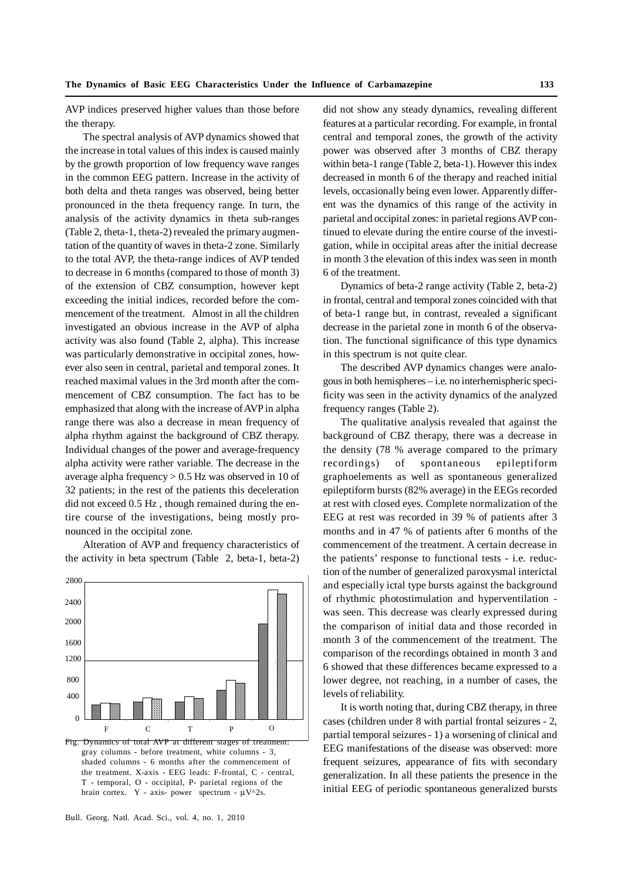AVP indices preserved higher values than those before the therapy.

The spectral analysis of AVP dynamics showed that the increase in total values of this index is caused mainly by the growth proportion of low frequency wave ranges in the common EEG pattern. Increase in the activity of both delta and theta ranges was observed, being better pronounced in the theta frequency range. In turn, the analysis of the activity dynamics in theta sub-ranges (Table 2, theta-1, theta-2) revealed the primary augmentation of the quantity of waves in theta-2 zone. Similarly to the total AVP, the theta-range indices of AVP tended to decrease in 6 months (compared to those of month 3) of the extension of CBZ consumption, however kept exceeding the initial indices, recorded before the commencement of the treatment. Almost in all the children investigated an obvious increase in the AVP of alpha activity was also found (Table 2, alpha). This increase was particularly demonstrative in occipital zones, however also seen in central, parietal and temporal zones. It reached maximal values in the 3rd month after the commencement of CBZ consumption. The fact has to be emphasized that along with the increase of AVP in alpha range there was also a decrease in mean frequency of alpha rhythm against the background of CBZ therapy. Individual changes of the power and average-frequency alpha activity were rather variable. The decrease in the average alpha frequency > 0.5 Hz was observed in 10 of 32 patients; in the rest of the patients this deceleration did not exceed 0.5 Hz , though remained during the entire course of the investigations, being mostly pronounced in the occipital zone.

Alteration of AVP and frequency characteristics of the activity in beta spectrum (Table 2, beta-1, beta-2)

Fig. Dynamics of total AVP at different stages of treatment: gray columns - before treatment, white columns - 3, shaded columns - 6 months after the commencement of the treatment. X-axis - EEG leads: F-frontal, C - central, T - temporal, O - occipital, P- parietal regions of the brain cortex. Y - axis- power spectrum - $\mu V^2 s$.

did not show any steady dynamics, revealing different features at a particular recording. For example, in frontal central and temporal zones, the growth of the activity power was observed after 3 months of CBZ therapy within beta-1 range (Table 2, beta-1). However this index decreased in month 6 of the therapy and reached initial levels, occasionally being even lower. Apparently different was the dynamics of this range of the activity in parietal and occipital zones: in parietal regions AVP continued to elevate during the entire course of the investigation, while in occipital areas after the initial decrease in month 3 the elevation of this index was seen in month 6 of the treatment.

Dynamics of beta-2 range activity (Table 2, beta-2) in frontal, central and temporal zones coincided with that of beta-1 range but, in contrast, revealed a significant decrease in the parietal zone in month 6 of the observation. The functional significance of this type dynamics in this spectrum is not quite clear.

The described AVP dynamics changes were analogous in both hemispheres – i.e. no interhemispheric specificity was seen in the activity dynamics of the analyzed frequency ranges (Table 2).

The qualitative analysis revealed that against the background of CBZ therapy, there was a decrease in the density (78 % average compared to the primary recordings) of spontaneous epileptiform graphoelements as well as spontaneous generalized epileptiform bursts (82% average) in the EEGs recorded at rest with closed eyes. Complete normalization of the EEG at rest was recorded in 39 % of patients after 3 months and in 47 % of patients after 6 months of the commencement of the treatment. A certain decrease in the patients' response to functional tests - i.e. reduction of the number of generalized paroxysmal interictal and especially ictal type bursts against the background of rhythmic photostimulation and hyperventilation - was seen. This decrease was clearly expressed during the comparison of initial data and those recorded in month 3 of the commencement of the treatment. The comparison of the recordings obtained in month 3 and 6 showed that these differences became expressed to a lower degree, not reaching, in a number of cases, the levels of reliability.

It is worth noting that, during CBZ therapy, in three cases (children under 8 with partial frontal seizures - 2, partial temporal seizures - 1) a worsening of clinical and EEG manifestations of the disease was observed: more frequent seizures, appearance of fits with secondary generalization. In all these patients the presence in the initial EEG of periodic spontaneous generalized bursts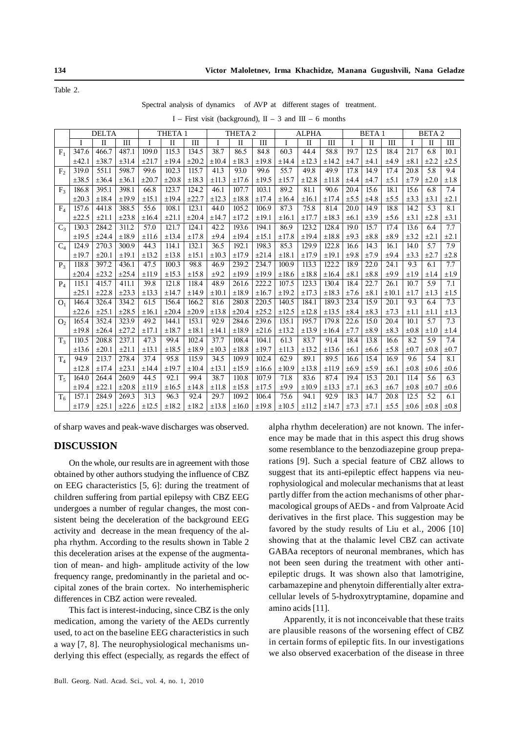Table 2.

Spectral analysis of dynamics of AVP at different stages of treatment.

I – First visit (background), II – 3 and III – 6 months

| | DELTA | | | THETA 1 | | | THETA 2 | | | ALPHA | | | BETA 1 | | | BETA 2 | | |
|---|---|---|---|---|---|---|---|---|---|---|---|---|---|---|---|---|---|---|
| | I | II | III | I | II | III | I | II | III | I | II | III | I | II | III | I | II | III |
| $F_1$ | 347.6 ±42.1 | 466.7 ±38.7 | 487.1 ±31.4 | 109.0 ±21.7 | 115.3 ±19.4 | 134.5 ±20.2 | 38.7 ±10.4 | 86.5 ±18.3 | 84.8 ±19.8 | 60.3 ±14.4 | 44.4 ±12.3 | 58.8 ±14.2 | 19.7 ±4.7 | 12.5 ±4.1 | 18.4 ±4.9 | 21.7 ±8.1 | 6.8 ±2.2 | 10.1 ±2.5 |
| $F_2$ | 319.0 ±38.5 | 551.1 ±36.4 | 598.7 ±36.1 | 99.6 ±20.7 | 102.3 ±20.8 | 115.7 ±18.3 | 41.3 ±11.3 | 93.0 ±17.6 | 99.6 ±19.5 | 55.7 ±15.7 | 49.8 ±12.8 | 49.9 ±11.8 | 17.8 ±4.4 | 14.9 ±4.7 | 17.4 ±5.1 | 20.8 ±7.9 | 5.8 ±2.0 | 9.4 ±1.8 |
| $F_3$ | 186.8 ±20.3 | 395.1 ±18.4 | 398.1 ±19.9 | 66.8 ±15.1 | 123.7 ±19.4 | 124.2 ±22.7 | 46.1 ±12.3 | 107.7 ±18.8 | 103.1 ±17.4 | 89.2 ±16.4 | 81.1 ±16.1 | 90.6 ±17.4 | 20.4 ±5.5 | 15.6 ±4.8 | 18.1 ±5.5 | 15.6 ±3.3 | 6.8 ±3.1 | 7.4 ±2.1 |
| $F_4$ | 157.6 ±22.5 | 441.8 ±21.1 | 388.5 ±23.8 | 55.6 ±16.4 | 108.1 ±21.1 | 123.1 ±20.4 | 44.0 ±14.7 | 105.2 ±17.2 | 106.9 ±19.1 | 87.3 ±16.1 | 75.8 ±17.7 | 81.4 ±18.3 | 20.0 ±6.1 | 14.9 ±3.9 | 18.8 ±5.6 | 14.2 ±3.1 | 5.3 ±2.8 | 8.1 ±3.1 |
| $C_3$ | 130.3 ±19.5 | 284.2 ±24.4 | 311.2 ±18.9 | 57.0 ±11.6 | 121.7 ±13.4 | 124.1 ±17.8 | 42.2 ±9.4 | 193.6 ±19.4 | 194.1 ±15.1 | 86.9 ±17.8 | 123.2 ±19.4 | 128.4 ±18.8 | 19.0 ±9.3 | 15.7 ±8.8 | 17.4 ±8.9 | 13.6 ±3.2 | 6.4 ±2.1 | 7.7 ±2.1 |
| $C_4$ | 124.9 ±19.7 | 270.3 ±20.1 | 300.9 ±19.1 | 44.3 ±13.2 | 114.1 ±13.8 | 132.1 ±15.1 | 36.5 ±10.3 | 192.1 ±17.9 | 198.3 ±21.4 | 85.3 ±18.1 | 129.9 ±17.9 | 122.8 ±19.1 | 16.6 ±9.8 | 14.3 ±7.9 | 16.1 ±9.4 | 14.0 ±3.3 | 5.7 ±2.7 | 7.9 ±2.8 |
| $P_3$ | 118.8 ±20.4 | 397.2 ±23.2 | 436.1 ±25.4 | 47.5 ±11.9 | 100.3 ±15.3 | 98.8 ±15.8 | 46.9 ±9.2 | 239.2 ±19.9 | 234.7 ±19.9 | 100.9 ±18.6 | 113.3 ±18.8 | 122.2 ±16.4 | 18.9 ±8.1 | 22.0 ±8.8 | 24.1 ±9.9 | 9.3 ±1.9 | 6.1 ±1.4 | 7.7 ±1.9 |
| $P_4$ | 115.1 ±25.1 | 415.7 ±22.8 | 411.1 ±23.3 | 39.8 ±13.3 | 121.8 ±14.7 | 118.4 ±14.9 | 48.9 ±10.1 | 261.6 ±18.9 | 222.2 ±16.7 | 107.5 ±19.2 | 123.3 ±17.3 | 130.4 ±18.3 | 18.4 ±7.6 | 22.7 ±8.1 | 26.1 ±10.1 | 10.7 ±1.7 | 5.9 ±1.3 | 7.1 ±1.5 |
| $O_1$ | 146.4 ±22.6 | 326.4 ±25.1 | 334.2 ±28.5 | 61.5 ±16.1 | 156.4 ±20.4 | 166.2 ±20.9 | 81.6 ±13.8 | 280.8 ±20.4 | 220.5 ±25.2 | 140.5 ±12.5 | 184.1 ±12.8 | 189.3 ±13.5 | 23.4 ±8.4 | 15.9 ±8.3 | 20.1 ±7.3 | 9.3 ±1.1 | 6.4 ±1.1 | 7.3 ±1.3 |
| $O_2$ | 165.4 ±19.8 | 352.4 ±26.4 | 323.9 ±27.2 | 49.2 ±17.1 | 144.1 ±18.7 | 153.1 ±18.1 | 92.9 ±14.1 | 284.6 ±18.9 | 239.6 ±21.6 | 135.1 ±13.2 | 195.7 ±13.9 | 179.8 ±16.4 | 22.6 ±7.7 | 15.0 ±8.9 | 20.4 ±8.3 | 10.1 ±0.8 | 5.7 ±1.0 | 7.3 ±1.4 |
| $T_3$ | 110.5 ±13.6 | 208.8 ±20.1 | 237.1 ±21.1 | 47.3 ±13.1 | 99.4 ±18.5 | 102.4 ±18.9 | 37.7 ±10.3 | 108.4 ±18.8 | 104.1 ±19.7 | 61.3 ±11.3 | 83.7 ±13.2 | 91.4 ±13.6 | 18.4 ±6.1 | 13.8 ±6.6 | 16.6 ±5.8 | 8.2 ±0.7 | 5.9 ±0.8 | 7.4 ±0.7 |
| $T_4$ | 94.9 ±12.8 | 213.7 ±17.4 | 278.4 ±23.1 | 37.4 ±14.4 | 95.8 ±19.7 | 115.9 ±10.4 | 34.5 ±13.1 | 109.9 ±15.9 | 102.4 ±16.6 | 62.9 ±10.9 | 89.1 ±13.8 | 89.5 ±11.9 | 16.6 ±6.9 | 15.4 ±5.9 | 16.9 ±6.1 | 9.6 ±0.8 | 5.4 ±0.6 | 8.1 ±0.6 |
| $T_5$ | 164.0 ±19.4 | 264.4 ±22.1 | 260.9 ±20.8 | 44.5 ±11.9 | 92.1 ±16.5 | 99.4 ±14.8 | 38.7 ±11.8 | 110.8 ±15.8 | 107.9 ±17.5 | 71.8 ±9.9 | 83.6 ±10.9 | 87.4 ±13.3 | 19.4 ±7.1 | 15.3 ±6.3 | 20.1 ±6.7 | 11.4 ±0.8 | 5.6 ±0.7 | 6.3 ±0.6 |
| $T_6$ | 157.1 ±17.9 | 284.9 ±25.1 | 269.3 ±22.6 | 31.3 ±12.5 | 96.3 ±18.2 | 92.4 ±18.2 | 29.7 ±13.8 | 109.2 ±16.0 | 106.4 ±19.8 | 75.6 ±10.5 | 94.1 ±11.2 | 92.9 ±14.7 | 18.3 ±7.3 | 14.7 ±7.1 | 20.8 ±5.5 | 12.5 ±0.6 | 5.2 ±0.8 | 6.1 ±0.8 |

of sharp waves and peak-wave discharges was observed.

## DISCUSSION

On the whole, our results are in agreement with those obtained by other authors studying the influence of CBZ on EEG characteristics [5, 6]: during the treatment of children suffering from partial epilepsy with CBZ EEG undergoes a number of regular changes, the most consistent being the deceleration of the background EEG activity and decrease in the mean frequency of the alpha rhythm. According to the results shown in Table 2 this deceleration arises at the expense of the augmentation of mean- and high- amplitude activity of the low frequency range, predominantly in the parietal and occipital zones of the brain cortex. No interhemispheric differences in CBZ action were revealed.

This fact is interest-inducing, since CBZ is the only medication, among the variety of the AEDs currently used, to act on the baseline EEG characteristics in such a way [7, 8]. The neurophysiological mechanisms underlying this effect (especially, as regards the effect of alpha rhythm deceleration) are not known. The inference may be made that in this aspect this drug shows some resemblance to the benzodiazepine group preparations [9]. Such a special feature of CBZ allows to suggest that its anti-epileptic effect happens via neurophysiological and molecular mechanisms that at least partly differ from the action mechanisms of other pharmacological groups of AEDs - and from Valproate Acid derivatives in the first place. This suggestion may be favored by the study results of Liu et al., 2006 [10] showing that at the thalamic level CBZ can activate GABAa receptors of neuronal membranes, which has not been seen during the treatment with other antiepileptic drugs. It was shown also that lamotrigine, carbamazepine and phenytoin differentially alter extracellular levels of 5-hydroxytryptamine, dopamine and amino acids [11].

Apparently, it is not inconceivable that these traits are plausible reasons of the worsening effect of CBZ in certain forms of epileptic fits. In our investigations we also observed exacerbation of the disease in three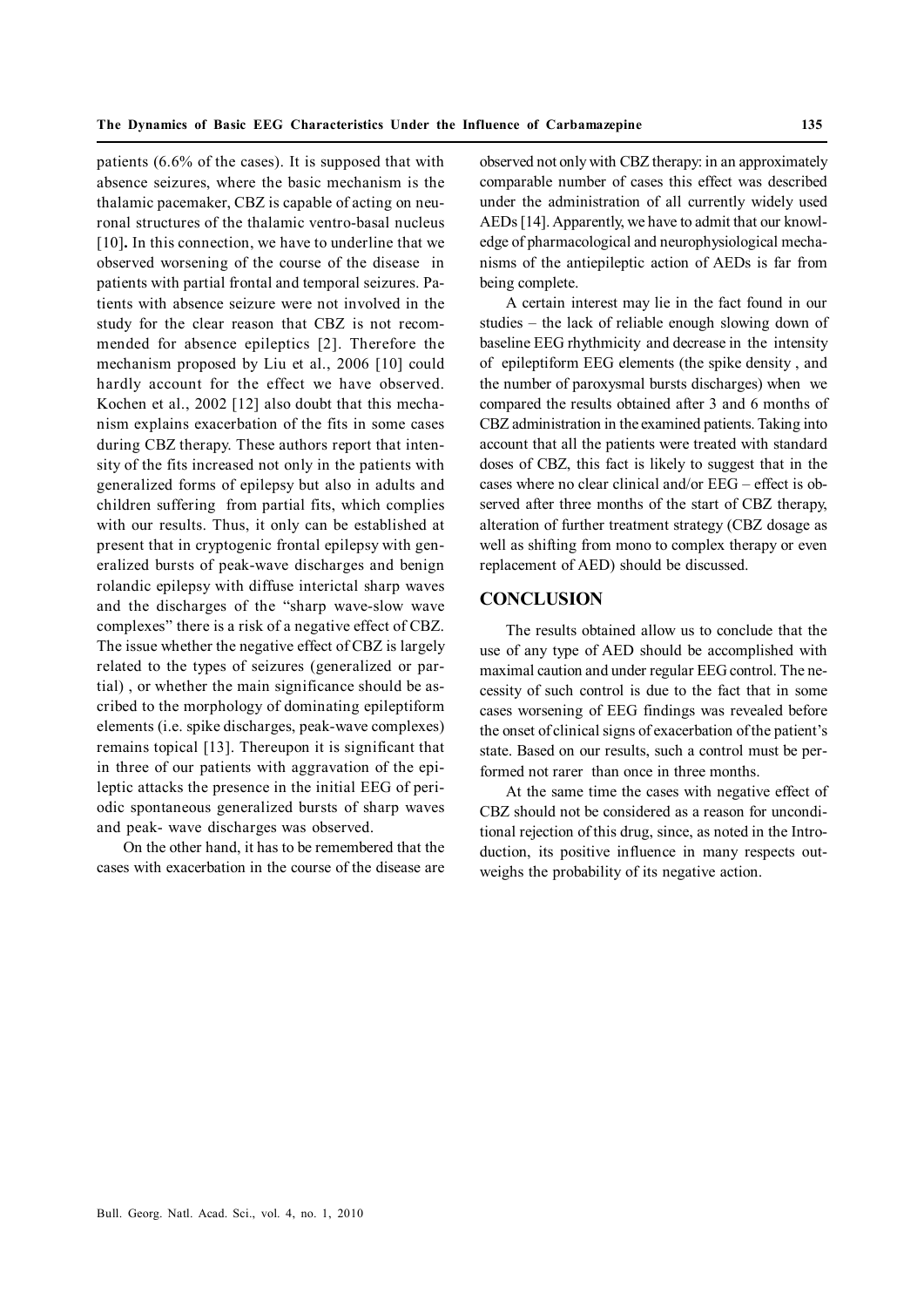patients (6.6% of the cases). It is supposed that with absence seizures, where the basic mechanism is the thalamic pacemaker, CBZ is capable of acting on neuronal structures of the thalamic ventro-basal nucleus [10]**.** In this connection, we have to underline that we observed worsening of the course of the disease in patients with partial frontal and temporal seizures. Patients with absence seizure were not involved in the study for the clear reason that CBZ is not recommended for absence epileptics [2]. Therefore the mechanism proposed by Liu et al., 2006 [10] could hardly account for the effect we have observed. Kochen et al., 2002 [12] also doubt that this mechanism explains exacerbation of the fits in some cases during CBZ therapy. These authors report that intensity of the fits increased not only in the patients with generalized forms of epilepsy but also in adults and children suffering from partial fits, which complies with our results. Thus, it only can be established at present that in cryptogenic frontal epilepsy with generalized bursts of peak-wave discharges and benign rolandic epilepsy with diffuse interictal sharp waves and the discharges of the "sharp wave-slow wave complexes" there is a risk of a negative effect of CBZ. The issue whether the negative effect of CBZ is largely related to the types of seizures (generalized or partial) , or whether the main significance should be ascribed to the morphology of dominating epileptiform elements (i.e. spike discharges, peak-wave complexes) remains topical [13]. Thereupon it is significant that in three of our patients with aggravation of the epileptic attacks the presence in the initial EEG of periodic spontaneous generalized bursts of sharp waves and peak- wave discharges was observed.

On the other hand, it has to be remembered that the cases with exacerbation in the course of the disease are observed not only with CBZ therapy: in an approximately comparable number of cases this effect was described under the administration of all currently widely used AEDs [14]. Apparently, we have to admit that our knowledge of pharmacological and neurophysiological mechanisms of the antiepileptic action of AEDs is far from being complete.

A certain interest may lie in the fact found in our studies – the lack of reliable enough slowing down of baseline EEG rhythmicity and decrease in the intensity of epileptiform EEG elements (the spike density , and the number of paroxysmal bursts discharges) when we compared the results obtained after 3 and 6 months of CBZ administration in the examined patients. Taking into account that all the patients were treated with standard doses of CBZ, this fact is likely to suggest that in the cases where no clear clinical and/or EEG – effect is observed after three months of the start of CBZ therapy, alteration of further treatment strategy (CBZ dosage as well as shifting from mono to complex therapy or even replacement of AED) should be discussed.

## CONCLUSION

The results obtained allow us to conclude that the use of any type of AED should be accomplished with maximal caution and under regular EEG control. The necessity of such control is due to the fact that in some cases worsening of EEG findings was revealed before the onset of clinical signs of exacerbation of the patient's state. Based on our results, such a control must be performed not rarer than once in three months.

At the same time the cases with negative effect of CBZ should not be considered as a reason for unconditional rejection of this drug, since, as noted in the Introduction, its positive influence in many respects outweighs the probability of its negative action.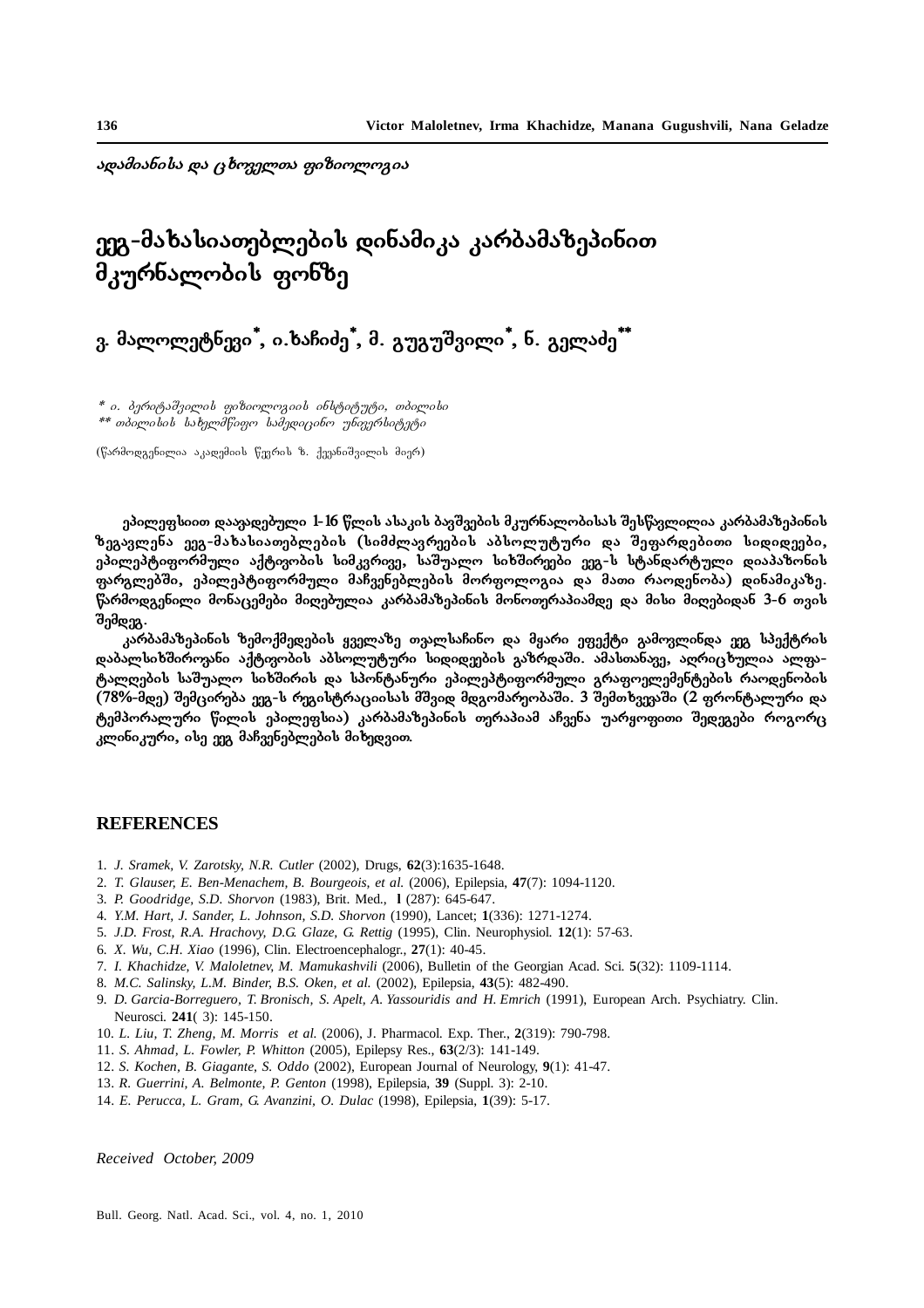*ადამიანისა და ცხოველთა ფიზიოლოგია*

# ეეგ-მახასიათებლების დინამიკა კარბამაზეპინით მკურნალობის ფონზე

## ვ. მალოლეტნევი*, ი.ხაჩიძე*, მ. გუგუშვილი*, ნ. გელაძე**

*\* ი. ბერიტაშვილის ფიზიოლოგიის ინსტიტუტი, თბილისი*
*\*\* თბილისის სახელმწიფო სამედიცინო უნივერსიტეტი*

(წარმოდგენილია აკადემიის წევრის ზ. ქვარიშვილის მიერ)

ეპილეფსიით დაავადებული 1-16 წლის ასაკის ბავშვების მკურნალობისას შესწავლილია კარბამაზეპინის ზეგავლენა ეეგ-მახასიათებლების (სიმძლავრეების აბსოლუტური და შეფარდებითი სიდიდეები, ეპილეპტიფორმული აქტივობის სიმკვრივე, საშუალო სიხშირეები ეეგ-ს სტანდარტული დიაპაზონის ფარგლებში, ეპილეპტიფორმული მაჩვენებლების მორფოლოგია და მათი რაოდენობა) დინამიკაზე. წარმოდგენილი მონაცემები მიღებულია კარბამაზეპინის მონოთერაპიამდე და მისი მიღებიდან 3-6 თვის შემდეგ.

კარბამაზეპინის ზემოქმედების ყველაზე თვალსაჩინო და მყარი ეფექტი გამოვლინდა ეეგ სპექტრის დაბალსიხშიროვანი აქტივობის აბსოლუტური სიდიდეების გაზრდაში. ამასთანავე, აღრიცხულია ალფა-ტალღების საშუალო სიხშირის და სპონტანური ეპილეპტიფორმული გრაფოელემენტების რაოდენობის (78%-მდე) შემცირება ეეგ-ს რეგისტრაციისას მშვიდ მდგომარეობაში. 3 შემთხვევაში (2 ფრონტალური და ტემპორალური წილის ეპილეფსია) კარბამაზეპინის თერაპიამ აჩვენა უარყოფითი შედეგები როგორც კლინიკური, ისე ეეგ მაჩვენებლების მიხედვით.

## REFERENCES

1. *J. Sramek, V. Zarotsky, N.R. Cutler* (2002), Drugs, **62**(3):1635-1648.
2. *T. Glauser, E. Ben-Menachem, B. Bourgeois, et al.* (2006), Epilepsia, **47**(7): 1094-1120.
3. *P. Goodridge, S.D. Shorvon* (1983), Brit. Med., **l** (287): 645-647.
4. *Y.M. Hart, J. Sander, L. Johnson, S.D. Shorvon* (1990), Lancet; **1**(336): 1271-1274.
5. *J.D. Frost, R.A. Hrachovy, D.G. Glaze, G. Rettig* (1995), Clin. Neurophysiol. **12**(1): 57-63.
6. *X. Wu, C.H. Xiao* (1996), Clin. Electroencephalogr., **27**(1): 40-45.
7. *I. Khachidze, V. Maloletnev, M. Mamukashvili* (2006), Bulletin of the Georgian Acad. Sci. **5**(32): 1109-1114.
8. *M.C. Salinsky, L.M. Binder, B.S. Oken, et al.* (2002), Epilepsia, **43**(5): 482-490.
9. *D. Garcia-Borreguero, T. Bronisch, S. Apelt, A. Yassouridis and H. Emrich* (1991), European Arch. Psychiatry. Clin. Neurosci. **241**( 3): 145-150.
10. *L. Liu, T. Zheng, M. Morris et al.* (2006), J. Pharmacol. Exp. Ther., **2**(319): 790-798.
11. *S. Ahmad, L. Fowler, P. Whitton* (2005), Epilepsy Res., **63**(2/3): 141-149.
12. *S. Kochen, B. Giagante, S. Oddo* (2002), European Journal of Neurology, **9**(1): 41-47.
13. *R. Guerrini, A. Belmonte, P. Genton* (1998), Epilepsia, **39** (Suppl. 3): 2-10.
14. *E. Perucca, L. Gram, G. Avanzini, O. Dulac* (1998), Epilepsia, **1**(39): 5-17.

*Received October, 2009*